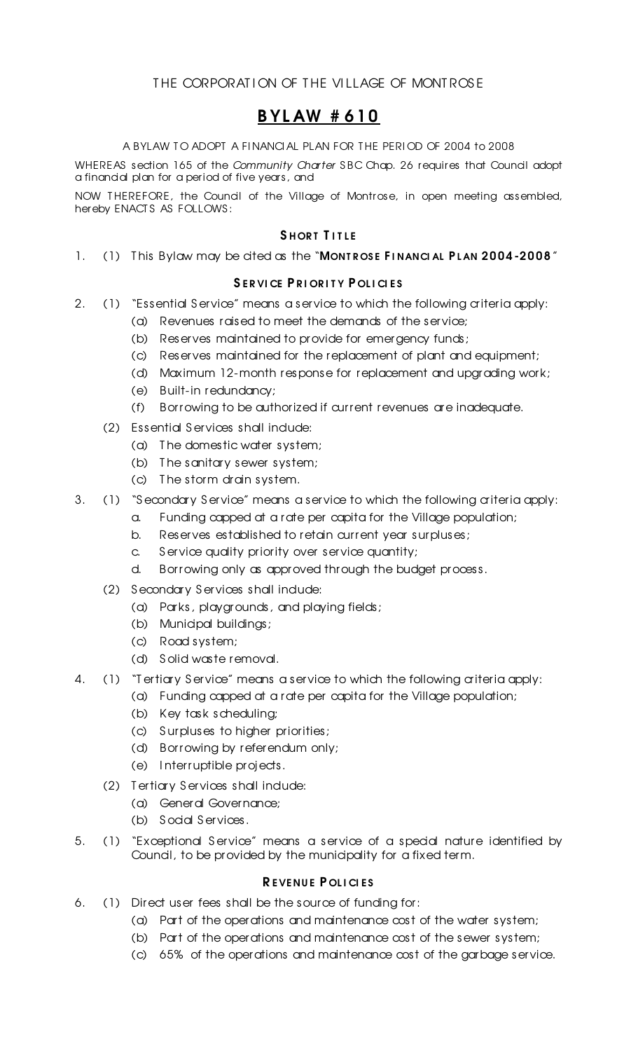THE CORPORATION OF THE VILLAGE OF MONTROSE

# BYLAW #610

A BYLAW TO ADOPT A FINANCIAL PLAN FOR THE PERIOD OF 2004 to 2008

WHEREAS section 165 of the *Community Charter* SBC Chap. 26 requires that Council adopt a financial plan for a period of five years, and

NOW THEREFORE, the Council of the Village of Montrose, in open meeting assembled, hereby ENACTS AS FOLLOWS:

## SHORT TITLE

1. (1) This Bylaw may be cited as the "**MONTROSE FINANCIAL PLAN 2004-2008**"

## SERVICE PRIORITY POLICIES

2. (1) "Essential Service" means a service to which the following criteria apply:
   - (a) Revenues raised to meet the demands of the service;
   - (b) Reserves maintained to provide for emergency funds;
   - (c) Reserves maintained for the replacement of plant and equipment;
   - (d) Maximum 12-month response for replacement and upgrading work;
   - (e) Built-in redundancy;
   - (f) Borrowing to be authorized if current revenues are inadequate.

   (2) Essential Services shall include:
   - (a) The domestic water system;
   - (b) The sanitary sewer system;
   - (c) The storm drain system.

3. (1) "Secondary Service" means a service to which the following criteria apply:
   - a. Funding capped at a rate per capita for the Village population;
   - b. Reserves established to retain current year surpluses;
   - c. Service quality priority over service quantity;
   - d. Borrowing only as approved through the budget process.

   (2) Secondary Services shall include:
   - (a) Parks, playgrounds, and playing fields;
   - (b) Municipal buildings;
   - (c) Road system;
   - (d) Solid waste removal.

4. (1) "Tertiary Service" means a service to which the following criteria apply:
   - (a) Funding capped at a rate per capita for the Village population;
   - (b) Key task scheduling;
   - (c) Surpluses to higher priorities;
   - (d) Borrowing by referendum only;
   - (e) Interruptible projects.

   (2) Tertiary Services shall include:
   - (a) General Governance;
   - (b) Social Services.

5. (1) "Exceptional Service" means a service of a special nature identified by Council, to be provided by the municipality for a fixed term.

## REVENUE POLICIES

6. (1) Direct user fees shall be the source of funding for:
   - (a) Part of the operations and maintenance cost of the water system;
   - (b) Part of the operations and maintenance cost of the sewer system;
   - (c) 65% of the operations and maintenance cost of the garbage service.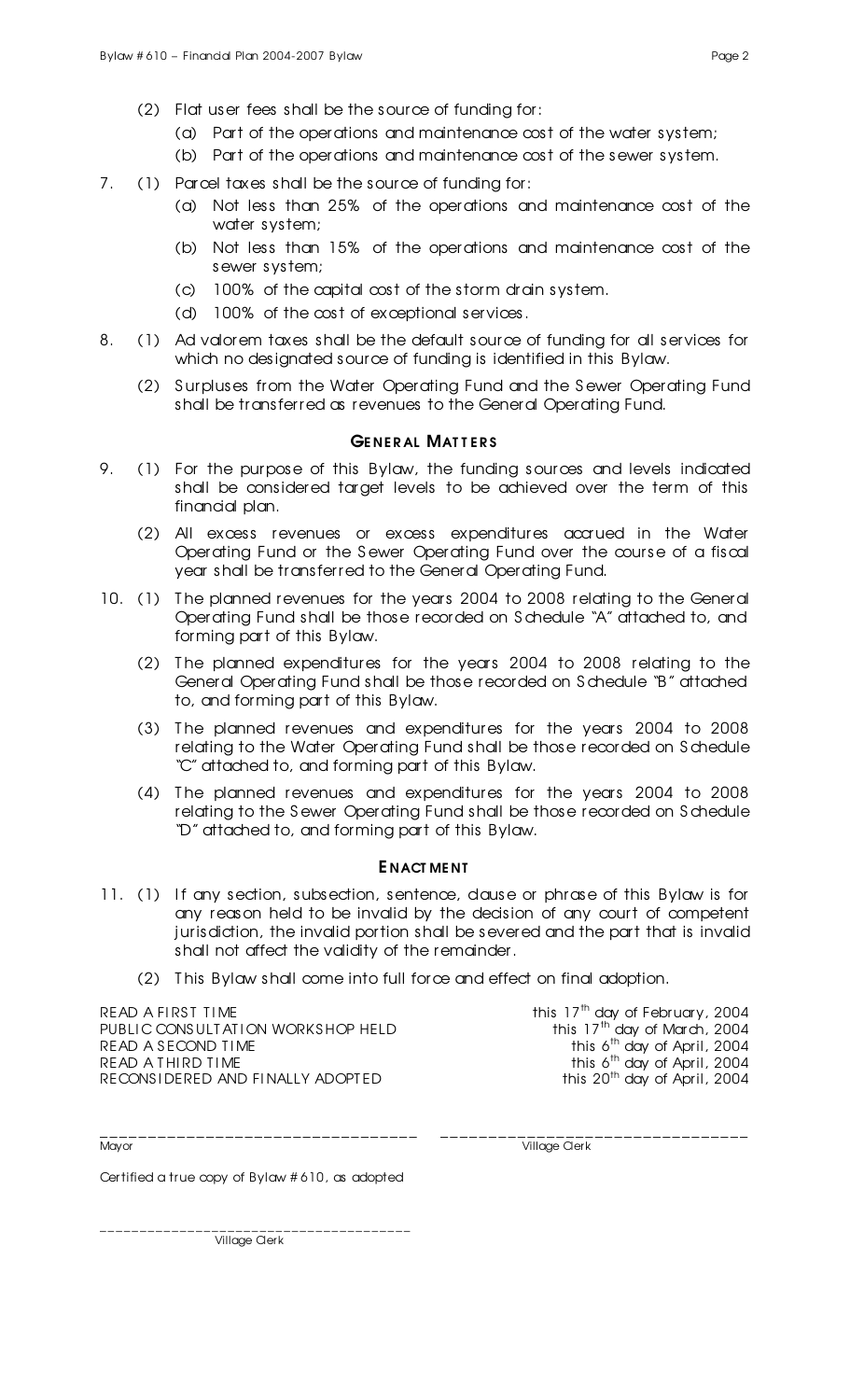(2) Flat user fees shall be the source of funding for:

(a) Part of the operations and maintenance cost of the water system;

(b) Part of the operations and maintenance cost of the sewer system.

7. (1) Parcel taxes shall be the source of funding for:

(a) Not less than 25% of the operations and maintenance cost of the water system;

(b) Not less than 15% of the operations and maintenance cost of the sewer system;

(c) 100% of the capital cost of the storm drain system.

(d) 100% of the cost of exceptional services.

8. (1) Ad valorem taxes shall be the default source of funding for all services for which no designated source of funding is identified in this Bylaw.

(2) Surpluses from the Water Operating Fund and the Sewer Operating Fund shall be transferred as revenues to the General Operating Fund.

### General Matters

9. (1) For the purpose of this Bylaw, the funding sources and levels indicated shall be considered target levels to be achieved over the term of this financial plan.

(2) All excess revenues or excess expenditures accrued in the Water Operating Fund or the Sewer Operating Fund over the course of a fiscal year shall be transferred to the General Operating Fund.

10. (1) The planned revenues for the years 2004 to 2008 relating to the General Operating Fund shall be those recorded on Schedule "A" attached to, and forming part of this Bylaw.

(2) The planned expenditures for the years 2004 to 2008 relating to the General Operating Fund shall be those recorded on Schedule "B" attached to, and forming part of this Bylaw.

(3) The planned revenues and expenditures for the years 2004 to 2008 relating to the Water Operating Fund shall be those recorded on Schedule "C" attached to, and forming part of this Bylaw.

(4) The planned revenues and expenditures for the years 2004 to 2008 relating to the Sewer Operating Fund shall be those recorded on Schedule "D" attached to, and forming part of this Bylaw.

### Enactment

11. (1) If any section, subsection, sentence, clause or phrase of this Bylaw is for any reason held to be invalid by the decision of any court of competent jurisdiction, the invalid portion shall be severed and the part that is invalid shall not affect the validity of the remainder.

(2) This Bylaw shall come into full force and effect on final adoption.

| | |
|---|---|
| READ A FIRST TIME | this 17th day of February, 2004 |
| PUBLIC CONSULTATION WORKSHOP HELD | this 17th day of March, 2004 |
| READ A SECOND TIME | this 6th day of April, 2004 |
| READ A THIRD TIME | this 6th day of April, 2004 |
| RECONSIDERED AND FINALLY ADOPTED | this 20th day of April, 2004 |

\_\_\_\_\_\_\_\_\_\_\_\_\_\_\_\_\_\_\_\_\_\_\_\_\_\_\_\_\_\_\_\_
Mayor

\_\_\_\_\_\_\_\_\_\_\_\_\_\_\_\_\_\_\_\_\_\_\_\_\_\_\_\_\_\_\_\_
Village Clerk

Certified a true copy of Bylaw #610, as adopted

\_\_\_\_\_\_\_\_\_\_\_\_\_\_\_\_\_\_\_\_\_\_\_\_\_\_\_\_\_\_\_\_
Village Clerk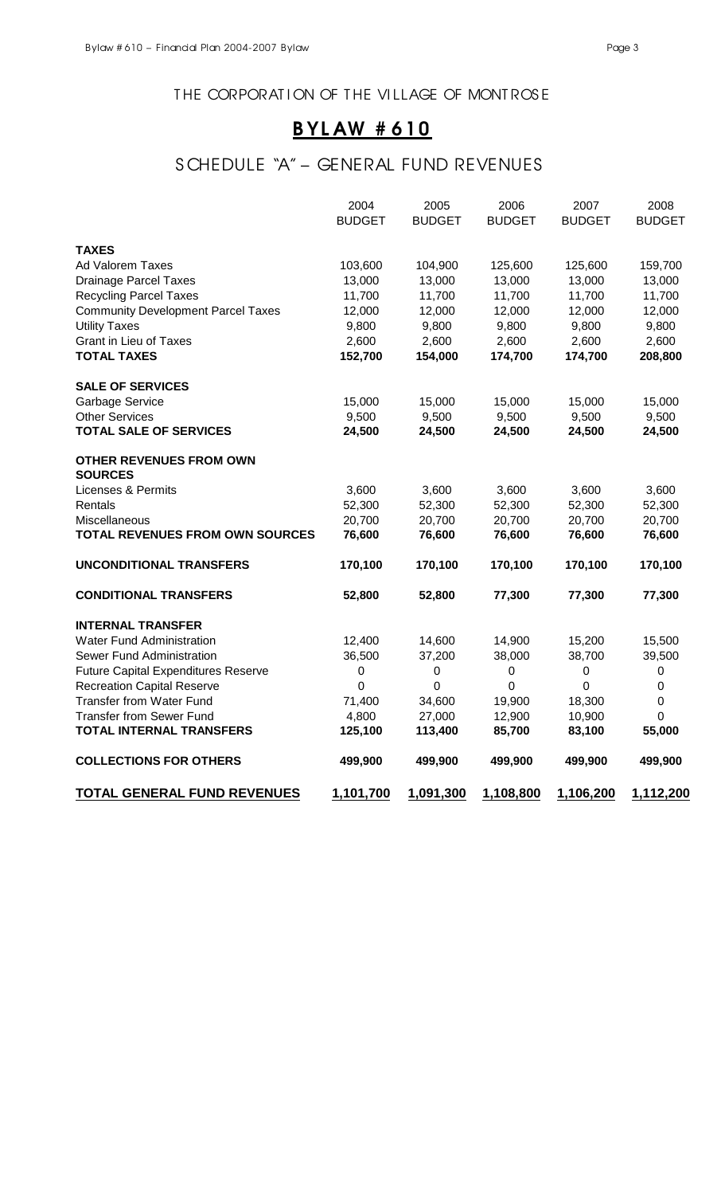THE CORPORATION OF THE VILLAGE OF MONTROSE

# BYLAW #610

## SCHEDULE "A" – GENERAL FUND REVENUES

| | 2004 BUDGET | 2005 BUDGET | 2006 BUDGET | 2007 BUDGET | 2008 BUDGET |
|---|---|---|---|---|---|
| **TAXES** | | | | | |
| Ad Valorem Taxes | 103,600 | 104,900 | 125,600 | 125,600 | 159,700 |
| Drainage Parcel Taxes | 13,000 | 13,000 | 13,000 | 13,000 | 13,000 |
| Recycling Parcel Taxes | 11,700 | 11,700 | 11,700 | 11,700 | 11,700 |
| Community Development Parcel Taxes | 12,000 | 12,000 | 12,000 | 12,000 | 12,000 |
| Utility Taxes | 9,800 | 9,800 | 9,800 | 9,800 | 9,800 |
| Grant in Lieu of Taxes | 2,600 | 2,600 | 2,600 | 2,600 | 2,600 |
| **TOTAL TAXES** | **152,700** | **154,000** | **174,700** | **174,700** | **208,800** |
| **SALE OF SERVICES** | | | | | |
| Garbage Service | 15,000 | 15,000 | 15,000 | 15,000 | 15,000 |
| Other Services | 9,500 | 9,500 | 9,500 | 9,500 | 9,500 |
| **TOTAL SALE OF SERVICES** | **24,500** | **24,500** | **24,500** | **24,500** | **24,500** |
| **OTHER REVENUES FROM OWN SOURCES** | | | | | |
| Licenses & Permits | 3,600 | 3,600 | 3,600 | 3,600 | 3,600 |
| Rentals | 52,300 | 52,300 | 52,300 | 52,300 | 52,300 |
| Miscellaneous | 20,700 | 20,700 | 20,700 | 20,700 | 20,700 |
| **TOTAL REVENUES FROM OWN SOURCES** | **76,600** | **76,600** | **76,600** | **76,600** | **76,600** |
| **UNCONDITIONAL TRANSFERS** | **170,100** | **170,100** | **170,100** | **170,100** | **170,100** |
| **CONDITIONAL TRANSFERS** | **52,800** | **52,800** | **77,300** | **77,300** | **77,300** |
| **INTERNAL TRANSFER** | | | | | |
| Water Fund Administration | 12,400 | 14,600 | 14,900 | 15,200 | 15,500 |
| Sewer Fund Administration | 36,500 | 37,200 | 38,000 | 38,700 | 39,500 |
| Future Capital Expenditures Reserve | 0 | 0 | 0 | 0 | 0 |
| Recreation Capital Reserve | 0 | 0 | 0 | 0 | 0 |
| Transfer from Water Fund | 71,400 | 34,600 | 19,900 | 18,300 | 0 |
| Transfer from Sewer Fund | 4,800 | 27,000 | 12,900 | 10,900 | 0 |
| **TOTAL INTERNAL TRANSFERS** | **125,100** | **113,400** | **85,700** | **83,100** | **55,000** |
| **COLLECTIONS FOR OTHERS** | **499,900** | **499,900** | **499,900** | **499,900** | **499,900** |
| **TOTAL GENERAL FUND REVENUES** | **1,101,700** | **1,091,300** | **1,108,800** | **1,106,200** | **1,112,200** |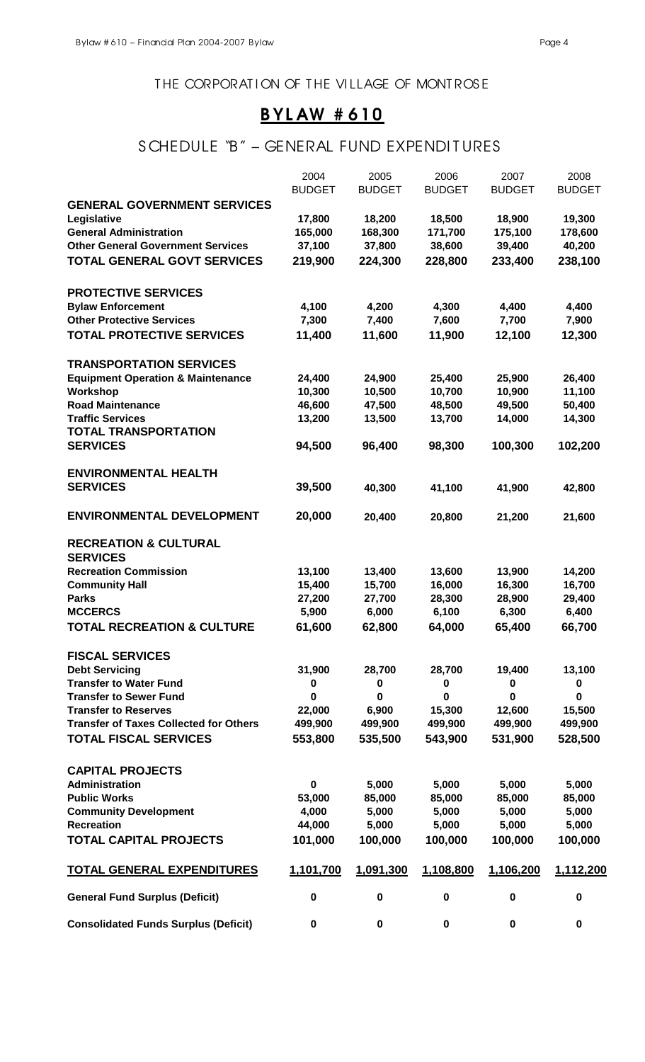# THE CORPORATION OF THE VILLAGE OF MONTROSE

## BYLAW # 610

### SCHEDULE "B" – GENERAL FUND EXPENDITURES

| | 2004 BUDGET | 2005 BUDGET | 2006 BUDGET | 2007 BUDGET | 2008 BUDGET |
|---|---|---|---|---|---|
| **GENERAL GOVERNMENT SERVICES** | | | | | |
| **Legislative** | **17,800** | **18,200** | **18,500** | **18,900** | **19,300** |
| **General Administration** | **165,000** | **168,300** | **171,700** | **175,100** | **178,600** |
| **Other General Government Services** | **37,100** | **37,800** | **38,600** | **39,400** | **40,200** |
| **TOTAL GENERAL GOVT SERVICES** | **219,900** | **224,300** | **228,800** | **233,400** | **238,100** |
| | | | | | |
| **PROTECTIVE SERVICES** | | | | | |
| **Bylaw Enforcement** | **4,100** | **4,200** | **4,300** | **4,400** | **4,400** |
| **Other Protective Services** | **7,300** | **7,400** | **7,600** | **7,700** | **7,900** |
| **TOTAL PROTECTIVE SERVICES** | **11,400** | **11,600** | **11,900** | **12,100** | **12,300** |
| | | | | | |
| **TRANSPORTATION SERVICES** | | | | | |
| **Equipment Operation & Maintenance** | **24,400** | **24,900** | **25,400** | **25,900** | **26,400** |
| **Workshop** | **10,300** | **10,500** | **10,700** | **10,900** | **11,100** |
| **Road Maintenance** | **46,600** | **47,500** | **48,500** | **49,500** | **50,400** |
| **Traffic Services** | **13,200** | **13,500** | **13,700** | **14,000** | **14,300** |
| **TOTAL TRANSPORTATION SERVICES** | **94,500** | **96,400** | **98,300** | **100,300** | **102,200** |
| | | | | | |
| **ENVIRONMENTAL HEALTH SERVICES** | **39,500** | **40,300** | **41,100** | **41,900** | **42,800** |
| | | | | | |
| **ENVIRONMENTAL DEVELOPMENT** | **20,000** | **20,400** | **20,800** | **21,200** | **21,600** |
| | | | | | |
| **RECREATION & CULTURAL SERVICES** | | | | | |
| **Recreation Commission** | **13,100** | **13,400** | **13,600** | **13,900** | **14,200** |
| **Community Hall** | **15,400** | **15,700** | **16,000** | **16,300** | **16,700** |
| **Parks** | **27,200** | **27,700** | **28,300** | **28,900** | **29,400** |
| **MCCERCS** | **5,900** | **6,000** | **6,100** | **6,300** | **6,400** |
| **TOTAL RECREATION & CULTURE** | **61,600** | **62,800** | **64,000** | **65,400** | **66,700** |
| | | | | | |
| **FISCAL SERVICES** | | | | | |
| **Debt Servicing** | **31,900** | **28,700** | **28,700** | **19,400** | **13,100** |
| **Transfer to Water Fund** | **0** | **0** | **0** | **0** | **0** |
| **Transfer to Sewer Fund** | **0** | **0** | **0** | **0** | **0** |
| **Transfer to Reserves** | **22,000** | **6,900** | **15,300** | **12,600** | **15,500** |
| **Transfer of Taxes Collected for Others** | **499,900** | **499,900** | **499,900** | **499,900** | **499,900** |
| **TOTAL FISCAL SERVICES** | **553,800** | **535,500** | **543,900** | **531,900** | **528,500** |
| | | | | | |
| **CAPITAL PROJECTS** | | | | | |
| **Administration** | **0** | **5,000** | **5,000** | **5,000** | **5,000** |
| **Public Works** | **53,000** | **85,000** | **85,000** | **85,000** | **85,000** |
| **Community Development** | **4,000** | **5,000** | **5,000** | **5,000** | **5,000** |
| **Recreation** | **44,000** | **5,000** | **5,000** | **5,000** | **5,000** |
| **TOTAL CAPITAL PROJECTS** | **101,000** | **100,000** | **100,000** | **100,000** | **100,000** |
| | | | | | |
| **TOTAL GENERAL EXPENDITURES** | **1,101,700** | **1,091,300** | **1,108,800** | **1,106,200** | **1,112,200** |
| | | | | | |
| **General Fund Surplus (Deficit)** | **0** | **0** | **0** | **0** | **0** |
| | | | | | |
| **Consolidated Funds Surplus (Deficit)** | **0** | **0** | **0** | **0** | **0** |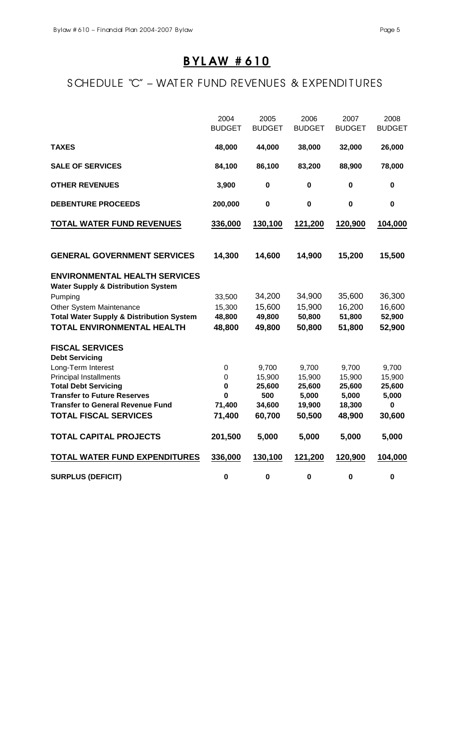# BYLAW #610

## SCHEDULE "C" – WATER FUND REVENUES & EXPENDITURES

| | 2004 BUDGET | 2005 BUDGET | 2006 BUDGET | 2007 BUDGET | 2008 BUDGET |
|---|---|---|---|---|---|
| **TAXES** | **48,000** | **44,000** | **38,000** | **32,000** | **26,000** |
| **SALE OF SERVICES** | **84,100** | **86,100** | **83,200** | **88,900** | **78,000** |
| **OTHER REVENUES** | **3,900** | **0** | **0** | **0** | **0** |
| **DEBENTURE PROCEEDS** | **200,000** | **0** | **0** | **0** | **0** |
| **TOTAL WATER FUND REVENUES** | **336,000** | **130,100** | **121,200** | **120,900** | **104,000** |
| | | | | | |
| **GENERAL GOVERNMENT SERVICES** | **14,300** | **14,600** | **14,900** | **15,200** | **15,500** |
| | | | | | |
| **ENVIRONMENTAL HEALTH SERVICES** | | | | | |
| **Water Supply & Distribution System** | | | | | |
| Pumping | 33,500 | 34,200 | 34,900 | 35,600 | 36,300 |
| Other System Maintenance | 15,300 | 15,600 | 15,900 | 16,200 | 16,600 |
| **Total Water Supply & Distribution System** | **48,800** | **49,800** | **50,800** | **51,800** | **52,900** |
| **TOTAL ENVIRONMENTAL HEALTH** | **48,800** | **49,800** | **50,800** | **51,800** | **52,900** |
| | | | | | |
| **FISCAL SERVICES** | | | | | |
| **Debt Servicing** | | | | | |
| Long-Term Interest | 0 | 9,700 | 9,700 | 9,700 | 9,700 |
| Principal Installments | 0 | 15,900 | 15,900 | 15,900 | 15,900 |
| **Total Debt Servicing** | **0** | **25,600** | **25,600** | **25,600** | **25,600** |
| **Transfer to Future Reserves** | **0** | **500** | **5,000** | **5,000** | **5,000** |
| **Transfer to General Revenue Fund** | **71,400** | **34,600** | **19,900** | **18,300** | **0** |
| **TOTAL FISCAL SERVICES** | **71,400** | **60,700** | **50,500** | **48,900** | **30,600** |
| | | | | | |
| **TOTAL CAPITAL PROJECTS** | **201,500** | **5,000** | **5,000** | **5,000** | **5,000** |
| | | | | | |
| **TOTAL WATER FUND EXPENDITURES** | **336,000** | **130,100** | **121,200** | **120,900** | **104,000** |
| | | | | | |
| **SURPLUS (DEFICIT)** | **0** | **0** | **0** | **0** | **0** |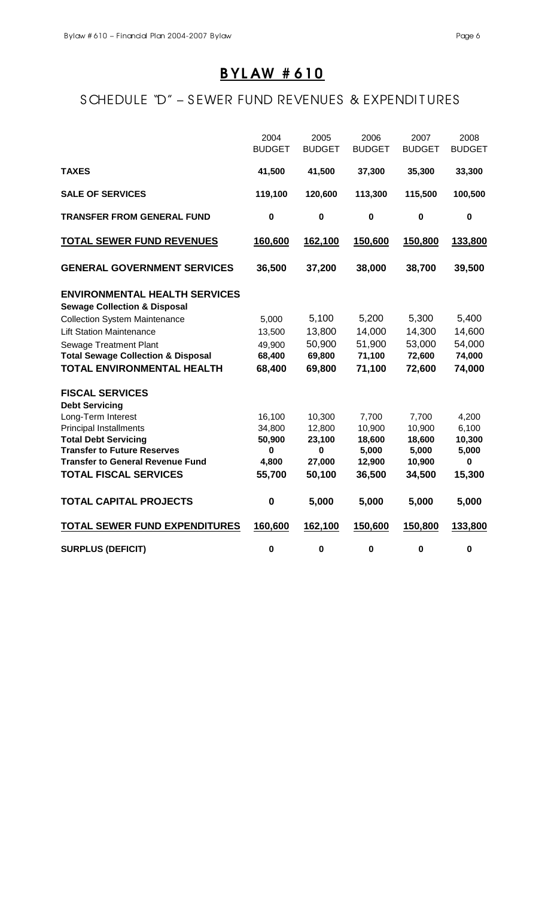# BYLAW # 610

## SCHEDULE "D" – SEWER FUND REVENUES & EXPENDITURES

| | 2004 BUDGET | 2005 BUDGET | 2006 BUDGET | 2007 BUDGET | 2008 BUDGET |
|---|---|---|---|---|---|
| **TAXES** | **41,500** | **41,500** | **37,300** | **35,300** | **33,300** |
| **SALE OF SERVICES** | **119,100** | **120,600** | **113,300** | **115,500** | **100,500** |
| **TRANSFER FROM GENERAL FUND** | **0** | **0** | **0** | **0** | **0** |
| **TOTAL SEWER FUND REVENUES** | **160,600** | **162,100** | **150,600** | **150,800** | **133,800** |
| **GENERAL GOVERNMENT SERVICES** | **36,500** | **37,200** | **38,000** | **38,700** | **39,500** |
| **ENVIRONMENTAL HEALTH SERVICES** | | | | | |
| **Sewage Collection & Disposal** | | | | | |
| Collection System Maintenance | 5,000 | 5,100 | 5,200 | 5,300 | 5,400 |
| Lift Station Maintenance | 13,500 | 13,800 | 14,000 | 14,300 | 14,600 |
| Sewage Treatment Plant | 49,900 | 50,900 | 51,900 | 53,000 | 54,000 |
| **Total Sewage Collection & Disposal** | **68,400** | **69,800** | **71,100** | **72,600** | **74,000** |
| **TOTAL ENVIRONMENTAL HEALTH** | **68,400** | **69,800** | **71,100** | **72,600** | **74,000** |
| **FISCAL SERVICES** | | | | | |
| **Debt Servicing** | | | | | |
| Long-Term Interest | 16,100 | 10,300 | 7,700 | 7,700 | 4,200 |
| Principal Installments | 34,800 | 12,800 | 10,900 | 10,900 | 6,100 |
| **Total Debt Servicing** | **50,900** | **23,100** | **18,600** | **18,600** | **10,300** |
| **Transfer to Future Reserves** | **0** | **0** | **5,000** | **5,000** | **5,000** |
| **Transfer to General Revenue Fund** | **4,800** | **27,000** | **12,900** | **10,900** | **0** |
| **TOTAL FISCAL SERVICES** | **55,700** | **50,100** | **36,500** | **34,500** | **15,300** |
| **TOTAL CAPITAL PROJECTS** | **0** | **5,000** | **5,000** | **5,000** | **5,000** |
| **TOTAL SEWER FUND EXPENDITURES** | **160,600** | **162,100** | **150,600** | **150,800** | **133,800** |
| **SURPLUS (DEFICIT)** | **0** | **0** | **0** | **0** | **0** |